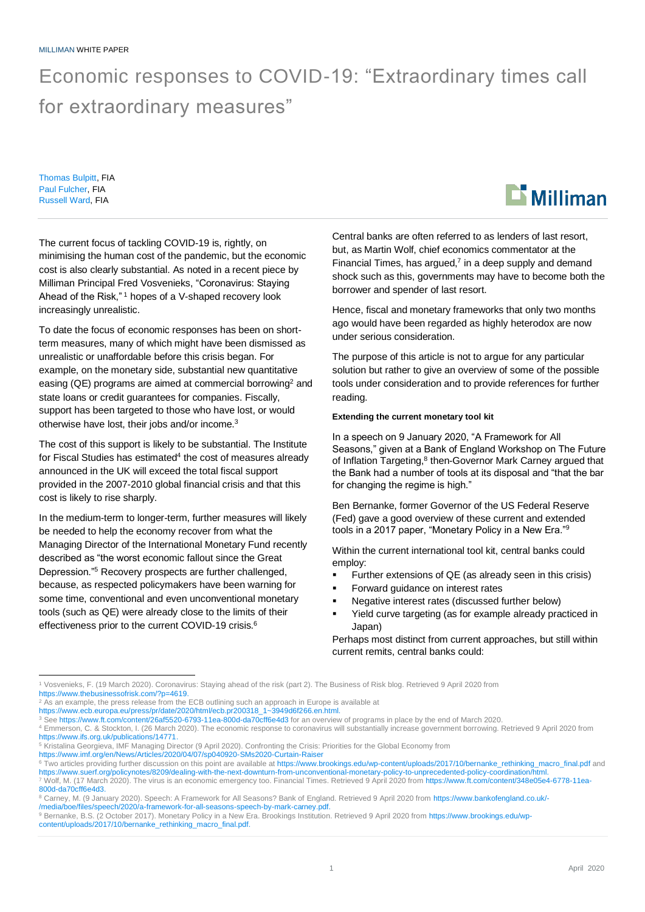MILLIMAN WHITE PAPER

# Economic responses to COVID-19: "Extraordinary times call for extraordinary measures"

Thomas Bulpitt, FIA
Paul Fulcher, FIA
Russell Ward, FIA

The current focus of tackling COVID-19 is, rightly, on minimising the human cost of the pandemic, but the economic cost is also clearly substantial. As noted in a recent piece by Milliman Principal Fred Vosvenieks, "Coronavirus: Staying Ahead of the Risk,"[1] hopes of a V-shaped recovery look increasingly unrealistic.

To date the focus of economic responses has been on short-term measures, many of which might have been dismissed as unrealistic or unaffordable before this crisis began. For example, on the monetary side, substantial new quantitative easing (QE) programs are aimed at commercial borrowing[2] and state loans or credit guarantees for companies. Fiscally, support has been targeted to those who have lost, or would otherwise have lost, their jobs and/or income.[3]

The cost of this support is likely to be substantial. The Institute for Fiscal Studies has estimated[4] the cost of measures already announced in the UK will exceed the total fiscal support provided in the 2007-2010 global financial crisis and that this cost is likely to rise sharply.

In the medium-term to longer-term, further measures will likely be needed to help the economy recover from what the Managing Director of the International Monetary Fund recently described as "the worst economic fallout since the Great Depression."[5] Recovery prospects are further challenged, because, as respected policymakers have been warning for some time, conventional and even unconventional monetary tools (such as QE) were already close to the limits of their effectiveness prior to the current COVID-19 crisis.[6]

Central banks are often referred to as lenders of last resort, but, as Martin Wolf, chief economics commentator at the Financial Times, has argued,[7] in a deep supply and demand shock such as this, governments may have to become both the borrower and spender of last resort.

Hence, fiscal and monetary frameworks that only two months ago would have been regarded as highly heterodox are now under serious consideration.

The purpose of this article is not to argue for any particular solution but rather to give an overview of some of the possible tools under consideration and to provide references for further reading.

#### Extending the current monetary tool kit

In a speech on 9 January 2020, "A Framework for All Seasons," given at a Bank of England Workshop on The Future of Inflation Targeting,[8] then-Governor Mark Carney argued that the Bank had a number of tools at its disposal and "that the bar for changing the regime is high."

Ben Bernanke, former Governor of the US Federal Reserve (Fed) gave a good overview of these current and extended tools in a 2017 paper, "Monetary Policy in a New Era."[9]

Within the current international tool kit, central banks could employ:

- Further extensions of QE (as already seen in this crisis)
- Forward guidance on interest rates
- Negative interest rates (discussed further below)
- Yield curve targeting (as for example already practiced in Japan)

Perhaps most distinct from current approaches, but still within current remits, central banks could:

---

[1] Vosvenieks, F. (19 March 2020). Coronavirus: Staying ahead of the risk (part 2). The Business of Risk blog. Retrieved 9 April 2020 from https://www.thebusinessofrisk.com/?p=4619.

[2] As an example, the press release from the ECB outlining such an approach in Europe is available at https://www.ecb.europa.eu/press/pr/date/2020/html/ecb.pr200318_1~3949d6f266.en.html.

[3] See https://www.ft.com/content/26af5520-6793-11ea-800d-da70cff6e4d3 for an overview of programs in place by the end of March 2020.

[4] Emmerson, C. & Stockton, I. (26 March 2020). The economic response to coronavirus will substantially increase government borrowing. Retrieved 9 April 2020 from https://www.ifs.org.uk/publications/14771.

[5] Kristalina Georgieva, IMF Managing Director (9 April 2020). Confronting the Crisis: Priorities for the Global Economy from https://www.imf.org/en/News/Articles/2020/04/07/sp040920-SMs2020-Curtain-Raiser

[6] Two articles providing further discussion on this point are available at https://www.brookings.edu/wp-content/uploads/2017/10/bernanke_rethinking_macro_final.pdf and https://www.suerf.org/policynotes/8209/dealing-with-the-next-downturn-from-unconventional-monetary-policy-to-unprecedented-policy-coordination/html.

[7] Wolf, M. (17 March 2020). The virus is an economic emergency too. Financial Times. Retrieved 9 April 2020 from https://www.ft.com/content/348e05e4-6778-11ea-800d-da70cff6e4d3.

[8] Carney, M. (9 January 2020). Speech: A Framework for All Seasons? Bank of England. Retrieved 9 April 2020 from https://www.bankofengland.co.uk/-/media/boe/files/speech/2020/a-framework-for-all-seasons-speech-by-mark-carney.pdf.

[9] Bernanke, B.S. (2 October 2017). Monetary Policy in a New Era. Brookings Institution. Retrieved 9 April 2020 from https://www.brookings.edu/wp-content/uploads/2017/10/bernanke_rethinking_macro_final.pdf.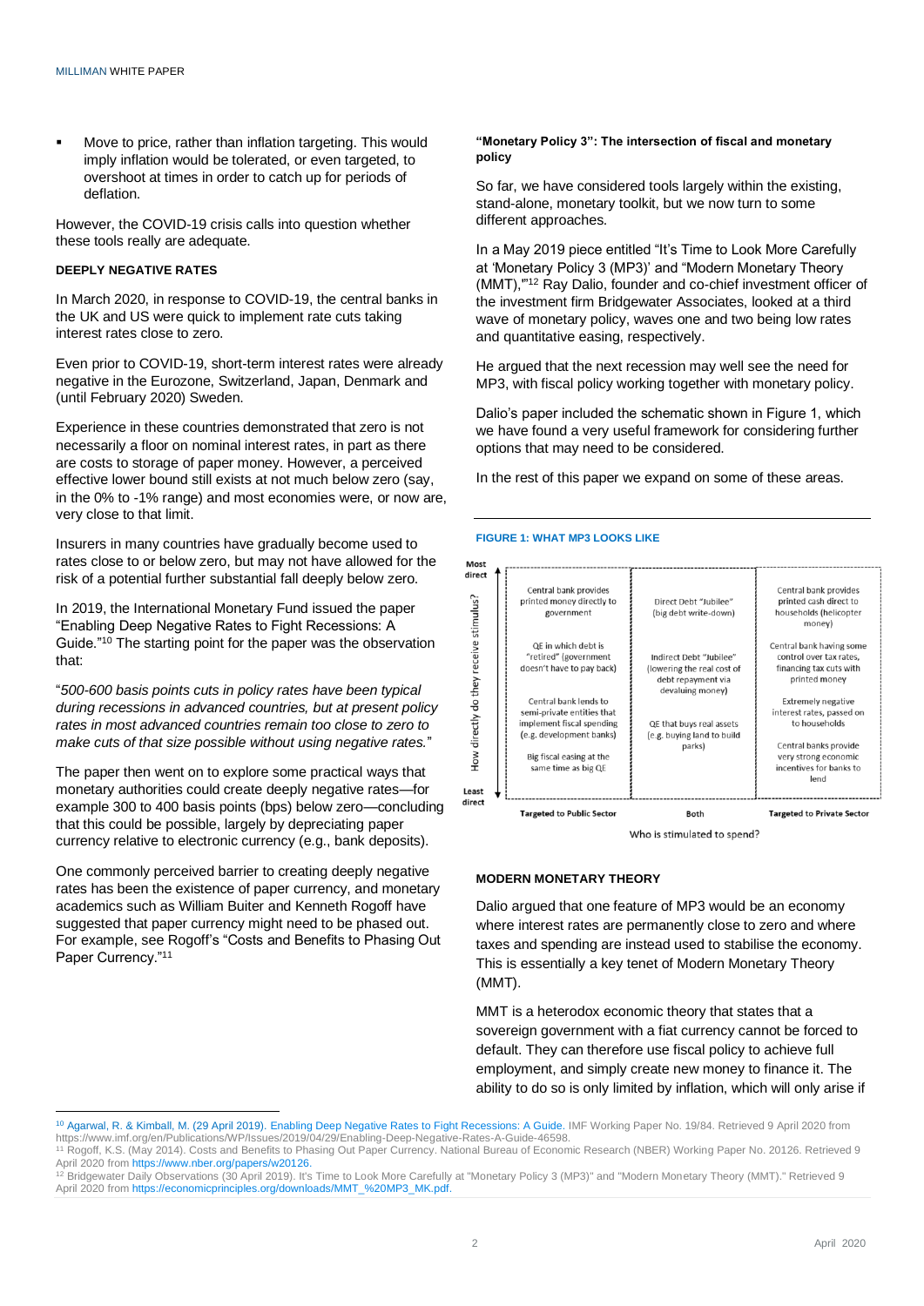- Move to price, rather than inflation targeting. This would imply inflation would be tolerated, or even targeted, to overshoot at times in order to catch up for periods of deflation.

However, the COVID-19 crisis calls into question whether these tools really are adequate.

### DEEPLY NEGATIVE RATES

In March 2020, in response to COVID-19, the central banks in the UK and US were quick to implement rate cuts taking interest rates close to zero.

Even prior to COVID-19, short-term interest rates were already negative in the Eurozone, Switzerland, Japan, Denmark and (until February 2020) Sweden.

Experience in these countries demonstrated that zero is not necessarily a floor on nominal interest rates, in part as there are costs to storage of paper money. However, a perceived effective lower bound still exists at not much below zero (say, in the 0% to -1% range) and most economies were, or now are, very close to that limit.

Insurers in many countries have gradually become used to rates close to or below zero, but may not have allowed for the risk of a potential further substantial fall deeply below zero.

In 2019, the International Monetary Fund issued the paper "Enabling Deep Negative Rates to Fight Recessions: A Guide."[10] The starting point for the paper was the observation that:

"*500-600 basis points cuts in policy rates have been typical during recessions in advanced countries, but at present policy rates in most advanced countries remain too close to zero to make cuts of that size possible without using negative rates.*"

The paper then went on to explore some practical ways that monetary authorities could create deeply negative rates—for example 300 to 400 basis points (bps) below zero—concluding that this could be possible, largely by depreciating paper currency relative to electronic currency (e.g., bank deposits).

One commonly perceived barrier to creating deeply negative rates has been the existence of paper currency, and monetary academics such as William Buiter and Kenneth Rogoff have suggested that paper currency might need to be phased out. For example, see Rogoff's "Costs and Benefits to Phasing Out Paper Currency."[11]

### "Monetary Policy 3": The intersection of fiscal and monetary policy

So far, we have considered tools largely within the existing, stand-alone, monetary toolkit, but we now turn to some different approaches.

In a May 2019 piece entitled "It's Time to Look More Carefully at 'Monetary Policy 3 (MP3)' and "Modern Monetary Theory (MMT),'"[12] Ray Dalio, founder and co-chief investment officer of the investment firm Bridgewater Associates, looked at a third wave of monetary policy, waves one and two being low rates and quantitative easing, respectively.

He argued that the next recession may well see the need for MP3, with fiscal policy working together with monetary policy.

Dalio's paper included the schematic shown in Figure 1, which we have found a very useful framework for considering further options that may need to be considered.

In the rest of this paper we expand on some of these areas.

**FIGURE 1: WHAT MP3 LOOKS LIKE**

| How directly do they receive stimulus? (Most direct → Least direct) | Targeted to Public Sector | Both | Targeted to Private Sector |
|---|---|---|---|
| Most direct | Central bank provides printed money directly to government | Direct Debt "Jubilee" (big debt write-down) | Central bank provides printed cash direct to households (helicopter money) |
| | QE in which debt is "retired" (government doesn't have to pay back) | Indirect Debt "Jubilee" (lowering the real cost of debt repayment via devaluing money) | Central bank having some control over tax rates, financing tax cuts with printed money |
| | Central bank lends to semi-private entities that implement fiscal spending (e.g. development banks) | QE that buys real assets (e.g. buying land to build parks) | Extremely negative interest rates, passed on to households |
| Least direct | Big fiscal easing at the same time as big QE | | Central banks provide very strong economic incentives for banks to lend |

Who is stimulated to spend?

### MODERN MONETARY THEORY

Dalio argued that one feature of MP3 would be an economy where interest rates are permanently close to zero and where taxes and spending are instead used to stabilise the economy. This is essentially a key tenet of Modern Monetary Theory (MMT).

MMT is a heterodox economic theory that states that a sovereign government with a fiat currency cannot be forced to default. They can therefore use fiscal policy to achieve full employment, and simply create new money to finance it. The ability to do so is only limited by inflation, which will only arise if

---

[10] Agarwal, R. & Kimball, M. (29 April 2019). Enabling Deep Negative Rates to Fight Recessions: A Guide. IMF Working Paper No. 19/84. Retrieved 9 April 2020 from https://www.imf.org/en/Publications/WP/Issues/2019/04/29/Enabling-Deep-Negative-Rates-A-Guide-46598.

[11] Rogoff, K.S. (May 2014). Costs and Benefits to Phasing Out Paper Currency. National Bureau of Economic Research (NBER) Working Paper No. 20126. Retrieved 9 April 2020 from https://www.nber.org/papers/w20126.

[12] Bridgewater Daily Observations (30 April 2019). It's Time to Look More Carefully at "Monetary Policy 3 (MP3)" and "Modern Monetary Theory (MMT)." Retrieved 9 April 2020 from https://economicprinciples.org/downloads/MMT_%20MP3_MK.pdf.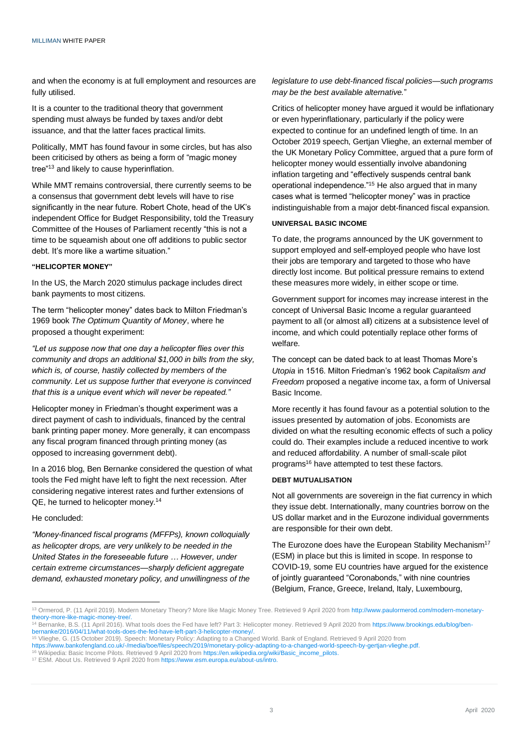and when the economy is at full employment and resources are fully utilised.

It is a counter to the traditional theory that government spending must always be funded by taxes and/or debt issuance, and that the latter faces practical limits.

Politically, MMT has found favour in some circles, but has also been criticised by others as being a form of "magic money tree"[13] and likely to cause hyperinflation.

While MMT remains controversial, there currently seems to be a consensus that government debt levels will have to rise significantly in the near future. Robert Chote, head of the UK's independent Office for Budget Responsibility, told the Treasury Committee of the Houses of Parliament recently "this is not a time to be squeamish about one off additions to public sector debt. It's more like a wartime situation."

#### "HELICOPTER MONEY"

In the US, the March 2020 stimulus package includes direct bank payments to most citizens.

The term "helicopter money" dates back to Milton Friedman's 1969 book *The Optimum Quantity of Money*, where he proposed a thought experiment:

*"Let us suppose now that one day a helicopter flies over this community and drops an additional $1,000 in bills from the sky, which is, of course, hastily collected by members of the community. Let us suppose further that everyone is convinced that this is a unique event which will never be repeated."*

Helicopter money in Friedman's thought experiment was a direct payment of cash to individuals, financed by the central bank printing paper money. More generally, it can encompass any fiscal program financed through printing money (as opposed to increasing government debt).

In a 2016 blog, Ben Bernanke considered the question of what tools the Fed might have left to fight the next recession. After considering negative interest rates and further extensions of QE, he turned to helicopter money.[14]

He concluded:

*"Money-financed fiscal programs (MFFPs), known colloquially as helicopter drops, are very unlikely to be needed in the United States in the foreseeable future … However, under certain extreme circumstances—sharply deficient aggregate demand, exhausted monetary policy, and unwillingness of the legislature to use debt-financed fiscal policies—such programs may be the best available alternative."*

Critics of helicopter money have argued it would be inflationary or even hyperinflationary, particularly if the policy were expected to continue for an undefined length of time. In an October 2019 speech, Gertjan Vlieghe, an external member of the UK Monetary Policy Committee, argued that a pure form of helicopter money would essentially involve abandoning inflation targeting and "effectively suspends central bank operational independence."[15] He also argued that in many cases what is termed "helicopter money" was in practice indistinguishable from a major debt-financed fiscal expansion.

#### UNIVERSAL BASIC INCOME

To date, the programs announced by the UK government to support employed and self-employed people who have lost their jobs are temporary and targeted to those who have directly lost income. But political pressure remains to extend these measures more widely, in either scope or time.

Government support for incomes may increase interest in the concept of Universal Basic Income a regular guaranteed payment to all (or almost all) citizens at a subsistence level of income, and which could potentially replace other forms of welfare.

The concept can be dated back to at least Thomas More's *Utopia* in 1516. Milton Friedman's 1962 book *Capitalism and Freedom* proposed a negative income tax, a form of Universal Basic Income.

More recently it has found favour as a potential solution to the issues presented by automation of jobs. Economists are divided on what the resulting economic effects of such a policy could do. Their examples include a reduced incentive to work and reduced affordability. A number of small-scale pilot programs[16] have attempted to test these factors.

#### DEBT MUTUALISATION

Not all governments are sovereign in the fiat currency in which they issue debt. Internationally, many countries borrow on the US dollar market and in the Eurozone individual governments are responsible for their own debt.

The Eurozone does have the European Stability Mechanism[17] (ESM) in place but this is limited in scope. In response to COVID-19, some EU countries have argued for the existence of jointly guaranteed "Coronabonds," with nine countries (Belgium, France, Greece, Ireland, Italy, Luxembourg,

---

[13] Ormerod, P. (11 April 2019). Modern Monetary Theory? More like Magic Money Tree. Retrieved 9 April 2020 from http://www.paulormerod.com/modern-monetary-theory-more-like-magic-money-tree/.

[14] Bernanke, B.S. (11 April 2016). What tools does the Fed have left? Part 3: Helicopter money. Retrieved 9 April 2020 from https://www.brookings.edu/blog/ben-bernanke/2016/04/11/what-tools-does-the-fed-have-left-part-3-helicopter-money/.

[15] Vlieghe, G. (15 October 2019). Speech: Monetary Policy: Adapting to a Changed World. Bank of England. Retrieved 9 April 2020 from https://www.bankofengland.co.uk/-/media/boe/files/speech/2019/monetary-policy-adapting-to-a-changed-world-speech-by-gertjan-vlieghe.pdf.

[16] Wikipedia: Basic Income Pilots. Retrieved 9 April 2020 from https://en.wikipedia.org/wiki/Basic_income_pilots.

[17] ESM. About Us. Retrieved 9 April 2020 from https://www.esm.europa.eu/about-us/intro.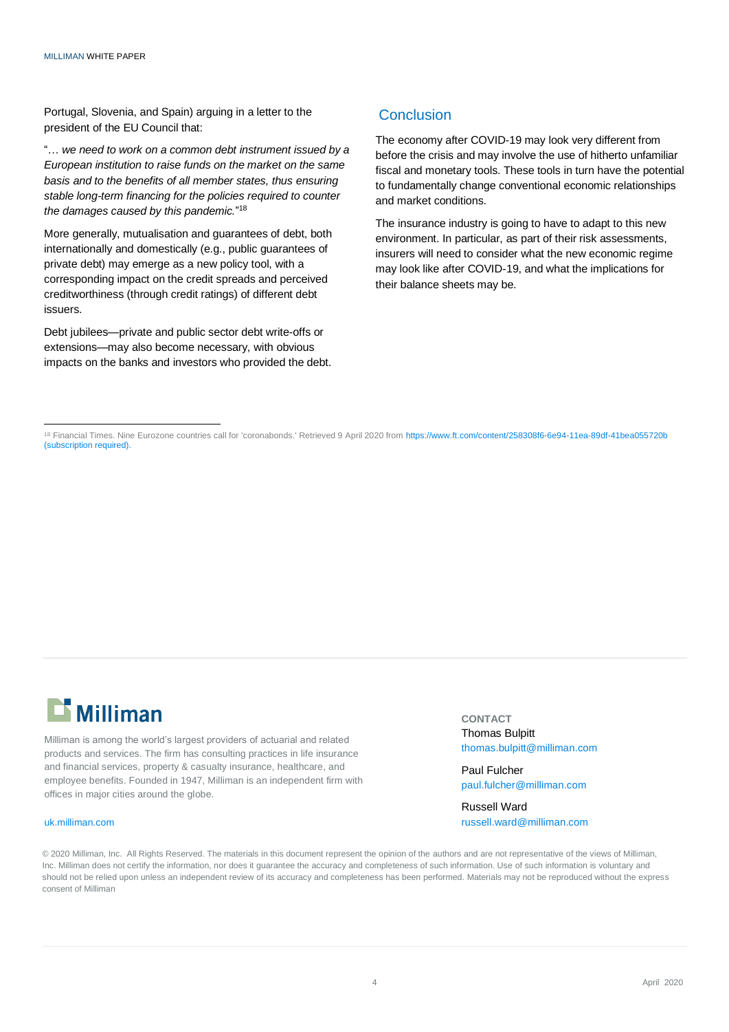Portugal, Slovenia, and Spain) arguing in a letter to the president of the EU Council that:

"*… we need to work on a common debt instrument issued by a European institution to raise funds on the market on the same basis and to the benefits of all member states, thus ensuring stable long-term financing for the policies required to counter the damages caused by this pandemic.*"[18]

More generally, mutualisation and guarantees of debt, both internationally and domestically (e.g., public guarantees of private debt) may emerge as a new policy tool, with a corresponding impact on the credit spreads and perceived creditworthiness (through credit ratings) of different debt issuers.

Debt jubilees—private and public sector debt write-offs or extensions—may also become necessary, with obvious impacts on the banks and investors who provided the debt.

## Conclusion

The economy after COVID-19 may look very different from before the crisis and may involve the use of hitherto unfamiliar fiscal and monetary tools. These tools in turn have the potential to fundamentally change conventional economic relationships and market conditions.

The insurance industry is going to have to adapt to this new environment. In particular, as part of their risk assessments, insurers will need to consider what the new economic regime may look like after COVID-19, and what the implications for their balance sheets may be.

[18] Financial Times. Nine Eurozone countries call for 'coronabonds.' Retrieved 9 April 2020 from https://www.ft.com/content/258308f6-6e94-11ea-89df-41bea055720b (subscription required).

**Milliman**

Milliman is among the world's largest providers of actuarial and related products and services. The firm has consulting practices in life insurance and financial services, property & casualty insurance, healthcare, and employee benefits. Founded in 1947, Milliman is an independent firm with offices in major cities around the globe.

uk.milliman.com

**CONTACT**

Thomas Bulpitt
thomas.bulpitt@milliman.com

Paul Fulcher
paul.fulcher@milliman.com

Russell Ward
russell.ward@milliman.com

© 2020 Milliman, Inc. All Rights Reserved. The materials in this document represent the opinion of the authors and are not representative of the views of Milliman, Inc. Milliman does not certify the information, nor does it guarantee the accuracy and completeness of such information. Use of such information is voluntary and should not be relied upon unless an independent review of its accuracy and completeness has been performed. Materials may not be reproduced without the express consent of Milliman